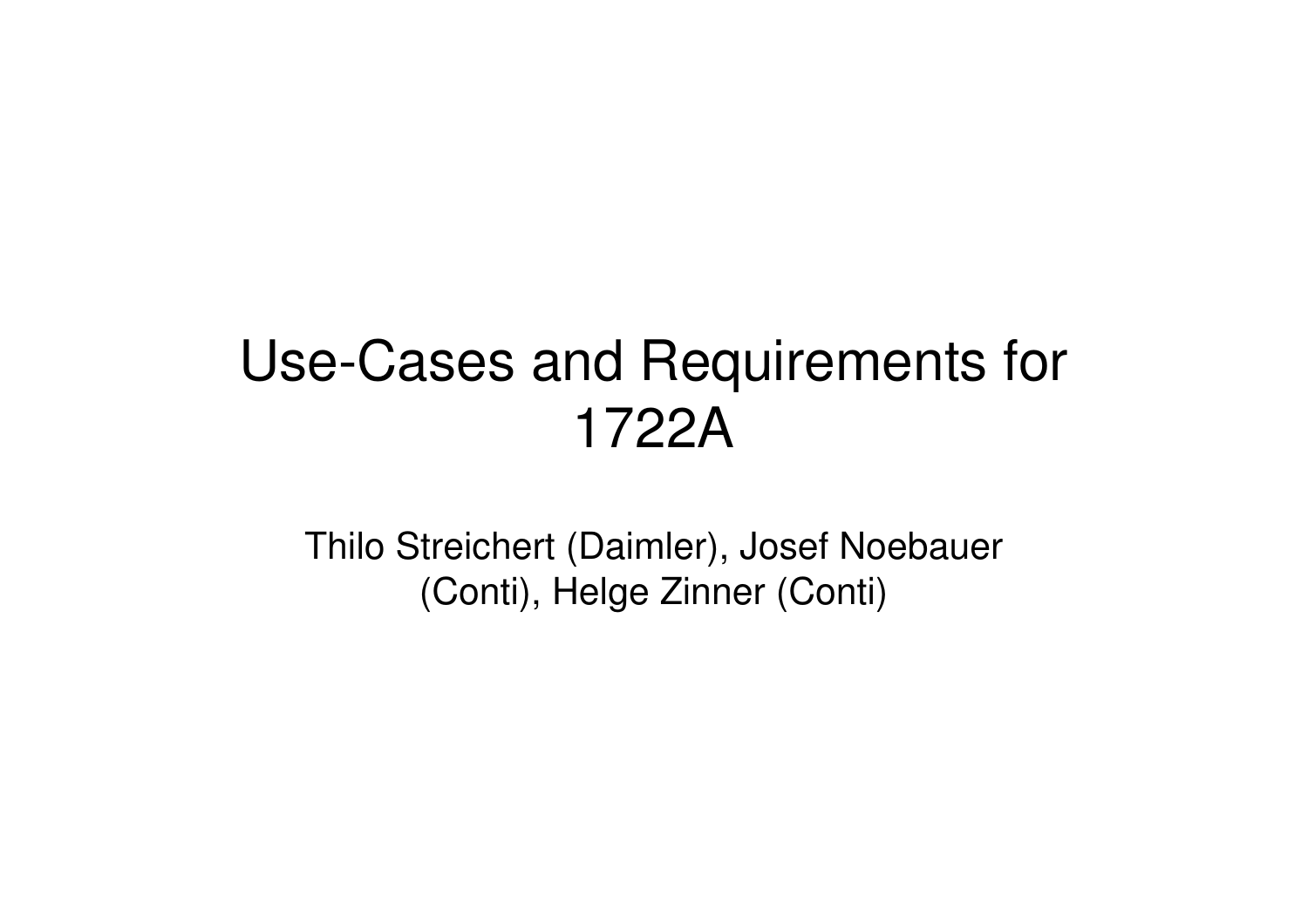# Use-Cases and Requirements for 1722A

Thilo Streichert (Daimler), Josef Noebauer (Conti), Helge Zinner (Conti)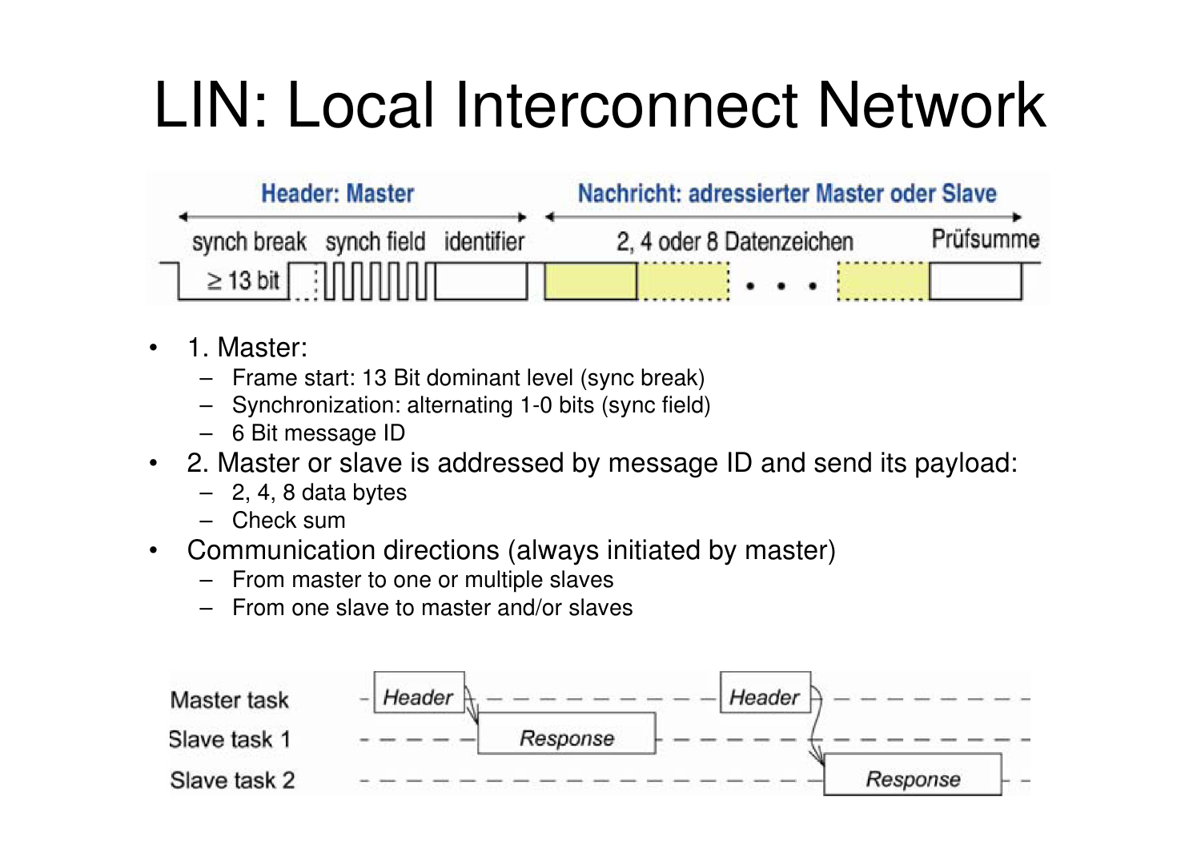# LIN: Local Interconnect Network

- 1. Master:
  - Frame start: 13 Bit dominant level (sync break)
  - Synchronization: alternating 1-0 bits (sync field)
  - 6 Bit message ID
- 2. Master or slave is addressed by message ID and send its payload:
  - 2, 4, 8 data bytes
  - Check sum
- Communication directions (always initiated by master)
  - From master to one or multiple slaves
  - From one slave to master and/or slaves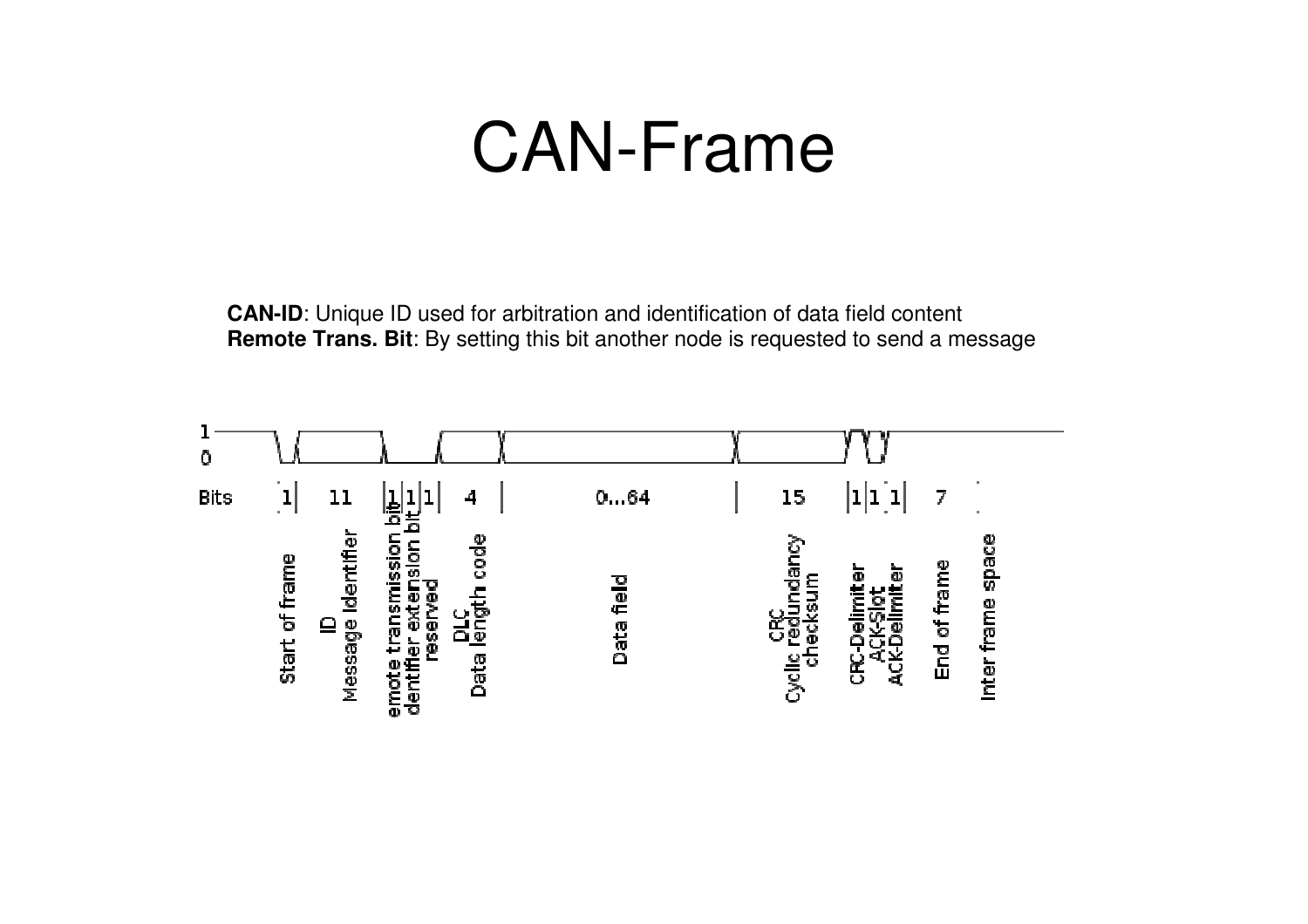# CAN-Frame

**CAN-ID**: Unique ID used for arbitration and identification of data field content
**Remote Trans. Bit**: By setting this bit another node is requested to send a message

| Bits | 1 | 11 | 1 | 1 | 1 | 4 | 0...64 | 15 | 1 | 1 | 1 | 7 | |
|---|---|---|---|---|---|---|---|---|---|---|---|---|---|
| | Start of frame | ID Message Identifier | Remote transmission bit | Identifier extension bit | reserved | DLC Data length code | Data field | CRC Cyclic redundancy checksum | CRC-Delimiter | ACK-Slot | ACK-Delimiter | End of frame | Inter frame space |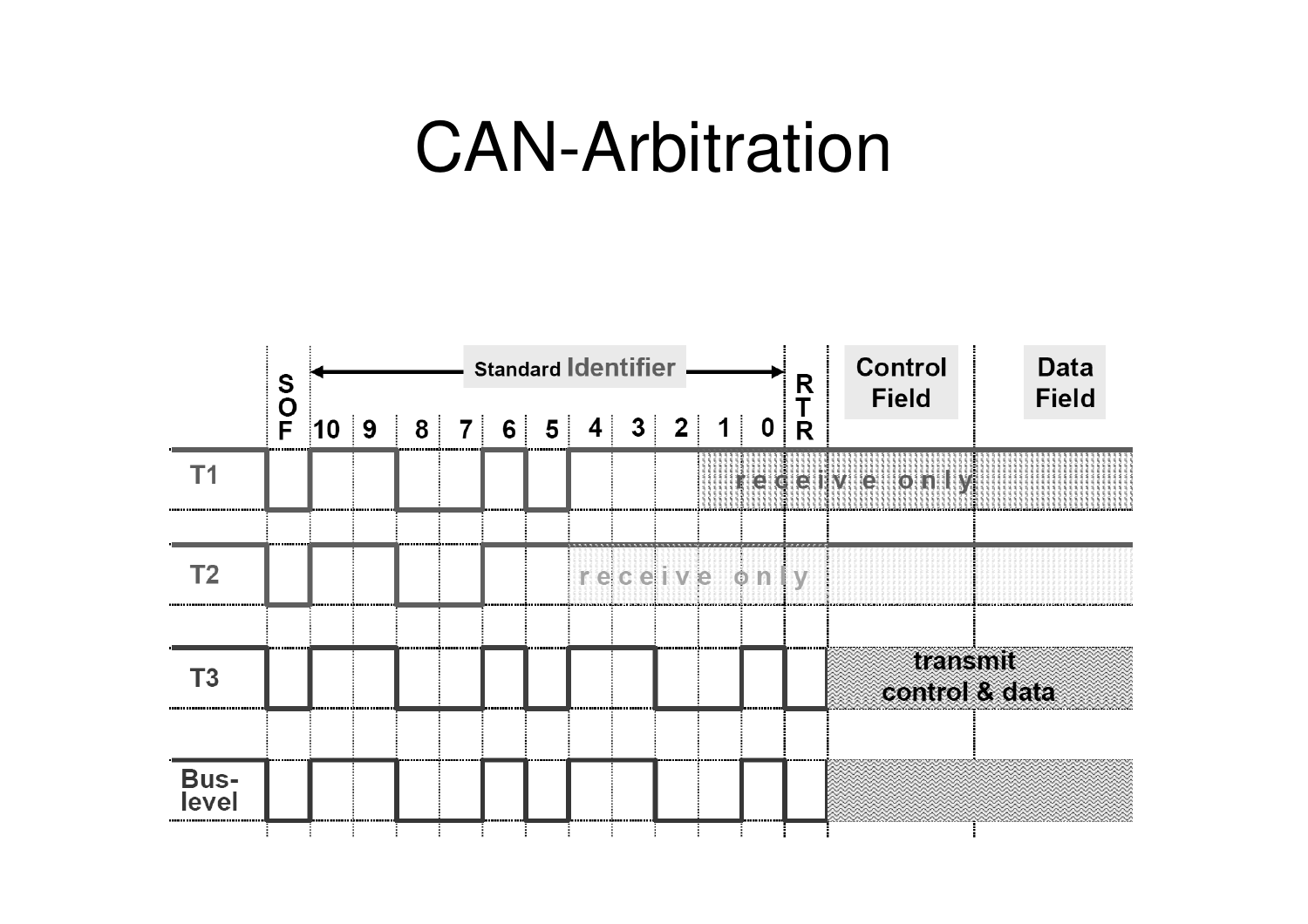# CAN-Arbitration

Standard Identifier

SOF | 10 | 9 | 8 | 7 | 6 | 5 | 4 | 3 | 2 | 1 | 0 | RTR | Control Field | Data Field

T1 — receive only

T2 — receive only

T3 — transmit control & data

Bus-level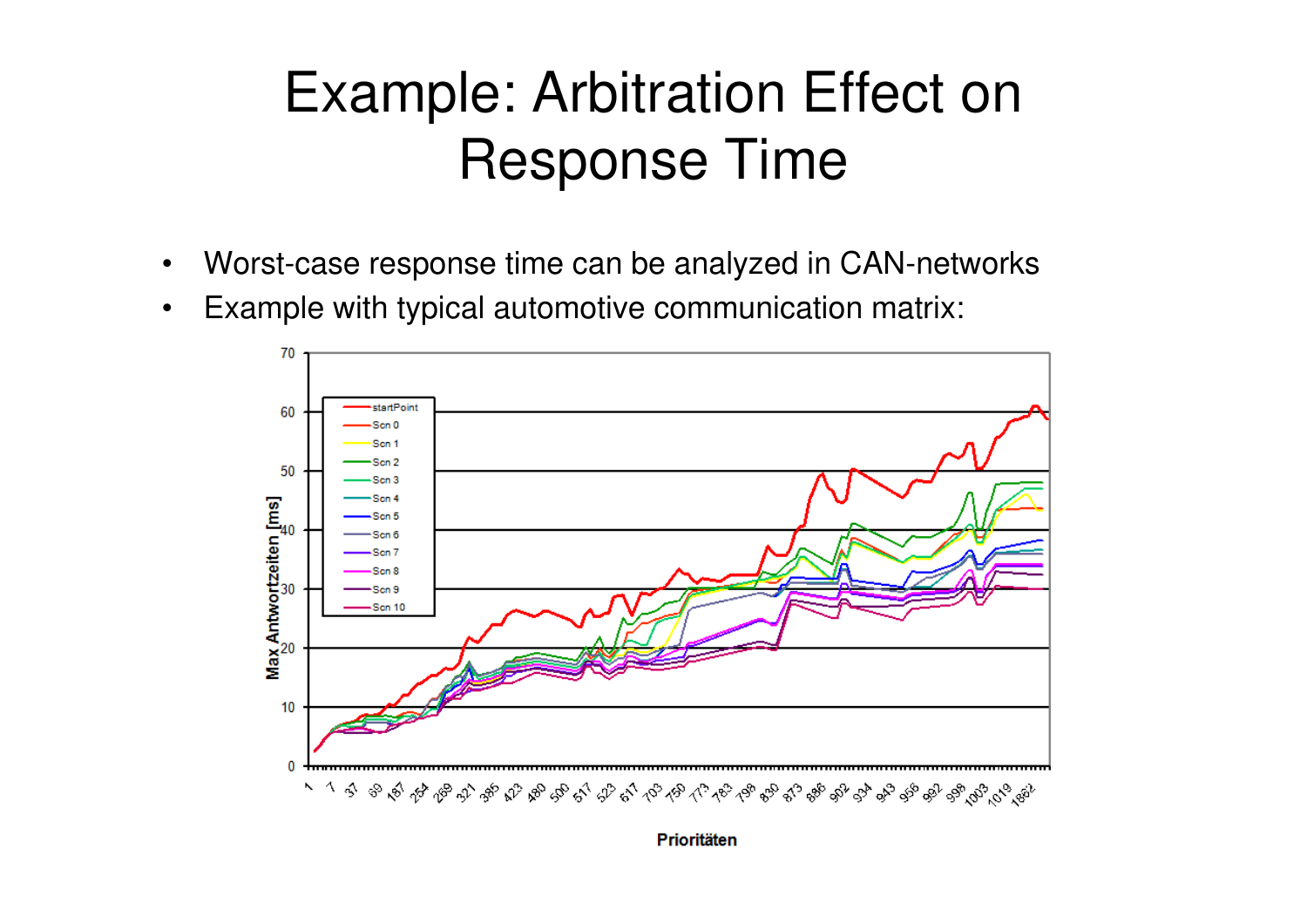# Example: Arbitration Effect on Response Time

- Worst-case response time can be analyzed in CAN-networks
- Example with typical automotive communication matrix: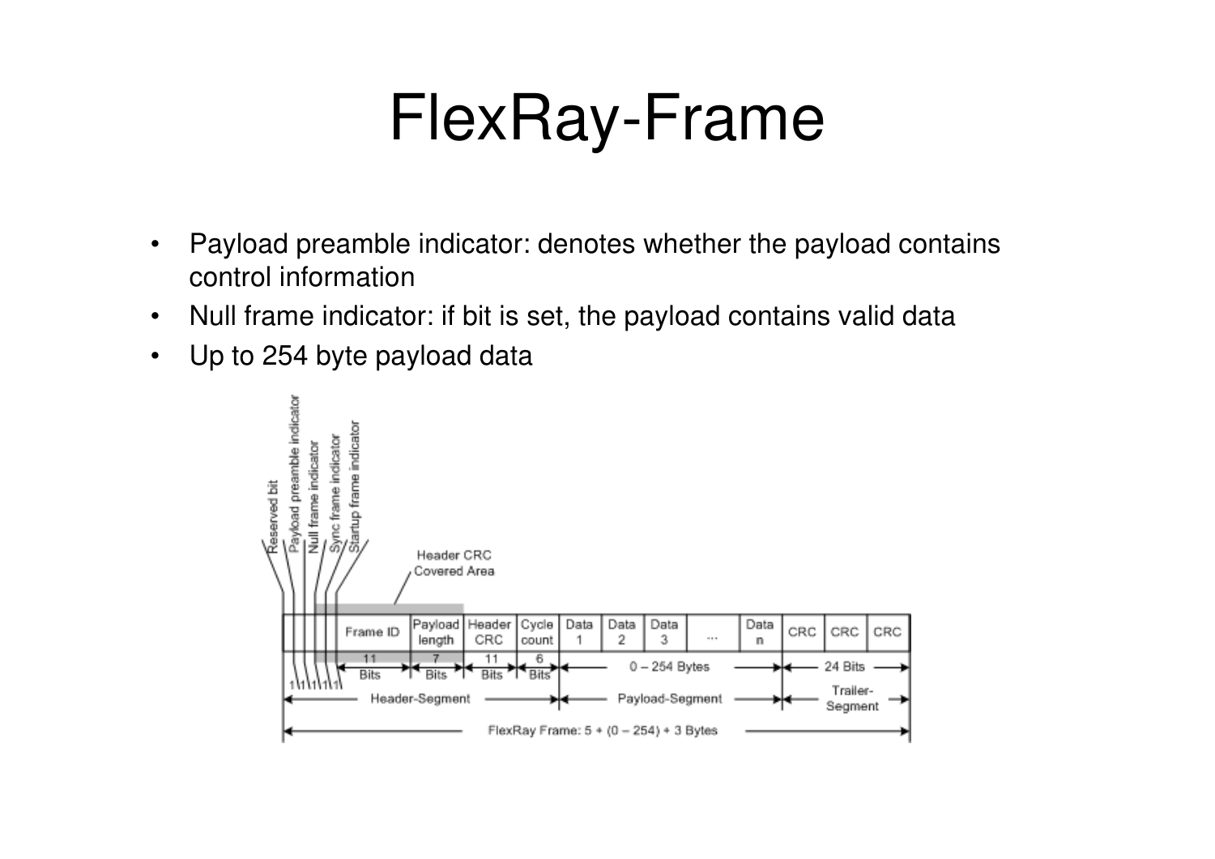# FlexRay-Frame

- Payload preamble indicator: denotes whether the payload contains control information
- Null frame indicator: if bit is set, the payload contains valid data
- Up to 254 byte payload data

| Reserved bit | Payload preamble indicator | Null frame indicator | Sync frame indicator | Startup frame indicator | Frame ID | Payload length | Header CRC | Cycle count | Data 1 | Data 2 | Data 3 | ... | Data n | CRC | CRC | CRC |
|---|---|---|---|---|---|---|---|---|---|---|---|---|---|---|---|---|
| 1 | 1 | 1 | 1 | 1 | 11 Bits | 7 Bits | 11 Bits | 6 Bits | 0 – 254 Bytes | | | | | 24 Bits | | |

Header CRC Covered Area

Header-Segment | Payload-Segment | Trailer-Segment

FlexRay Frame: 5 + (0 – 254) + 3 Bytes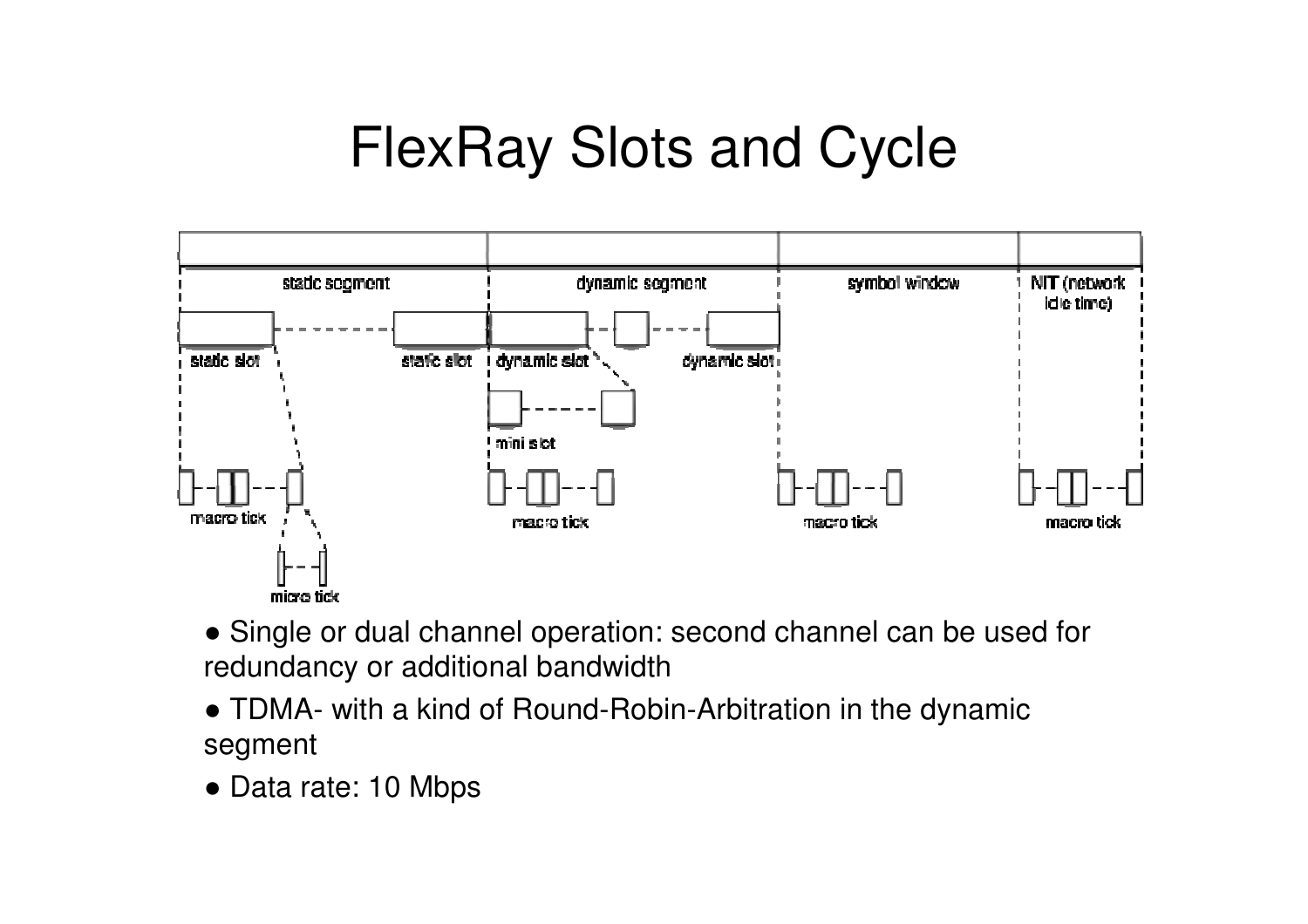# FlexRay Slots and Cycle

- Single or dual channel operation: second channel can be used for redundancy or additional bandwidth
- TDMA- with a kind of Round-Robin-Arbitration in the dynamic segment
- Data rate: 10 Mbps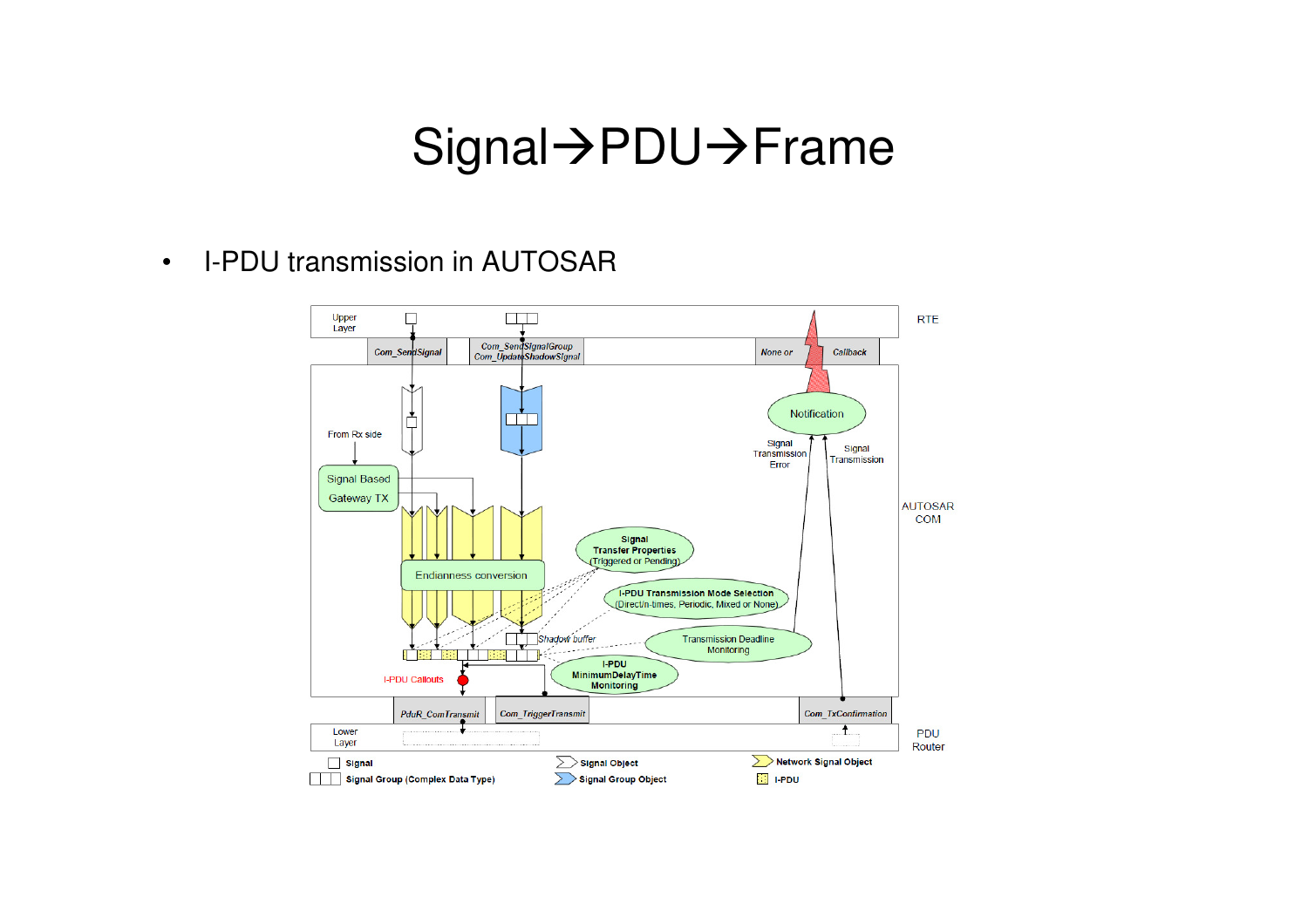# Signal→PDU→Frame

- I-PDU transmission in AUTOSAR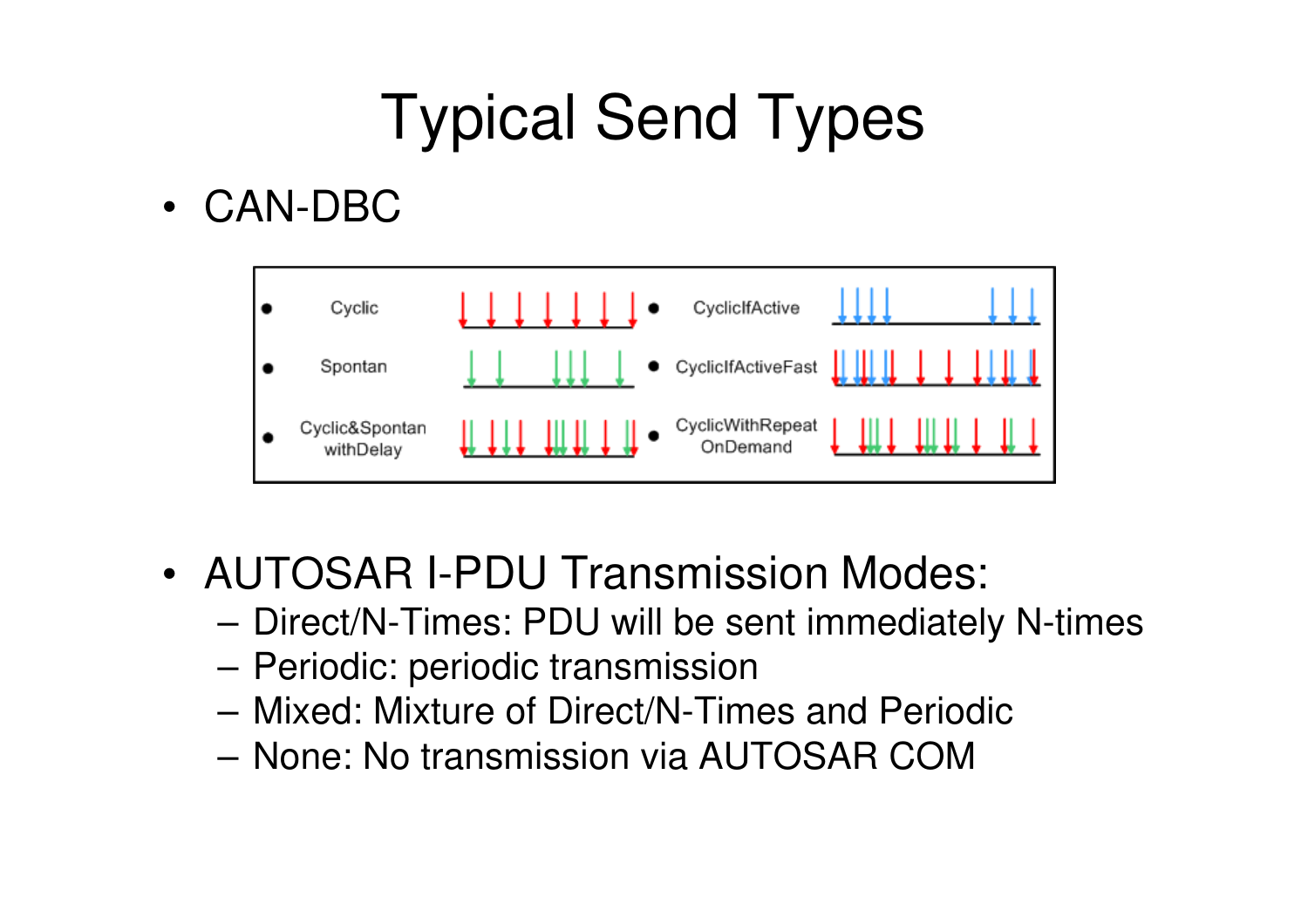# Typical Send Types

- CAN-DBC
  - Cyclic
  - Spontan
  - Cyclic&Spontan withDelay
  - CyclicIfActive
  - CyclicIfActiveFast
  - CyclicWithRepeat OnDemand

- AUTOSAR I-PDU Transmission Modes:
  - Direct/N-Times: PDU will be sent immediately N-times
  - Periodic: periodic transmission
  - Mixed: Mixture of Direct/N-Times and Periodic
  - None: No transmission via AUTOSAR COM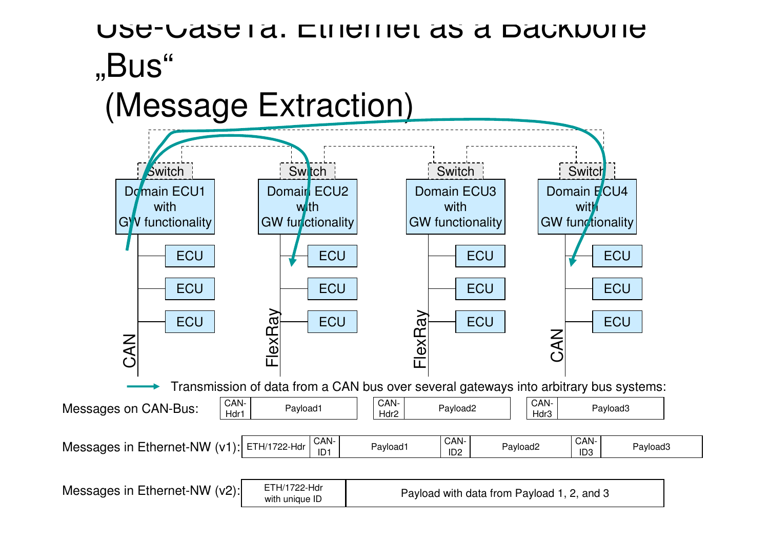# Use-Case 1a: Ethernet as a Backbone „Bus" (Message Extraction)

Switch | Switch | Switch | Switch

Domain ECU1 with GW functionality | Domain ECU2 with GW functionality | Domain ECU3 with GW functionality | Domain ECU4 with GW functionality

ECU ECU ECU — CAN | ECU ECU ECU — FlexRay | ECU ECU ECU — FlexRay | ECU ECU ECU — CAN

→ Transmission of data from a CAN bus over several gateways into arbitrary bus systems:

Messages on CAN-Bus:

| CAN-Hdr1 | Payload1 |
|---|---|

| CAN-Hdr2 | Payload2 |
|---|---|

| CAN-Hdr3 | Payload3 |
|---|---|

Messages in Ethernet-NW (v1):

| ETH/1722-Hdr | CAN-ID1 | Payload1 | CAN-ID2 | Payload2 | CAN-ID3 | Payload3 |
|---|---|---|---|---|---|---|

Messages in Ethernet-NW (v2):

| ETH/1722-Hdr with unique ID | Payload with data from Payload 1, 2, and 3 |
|---|---|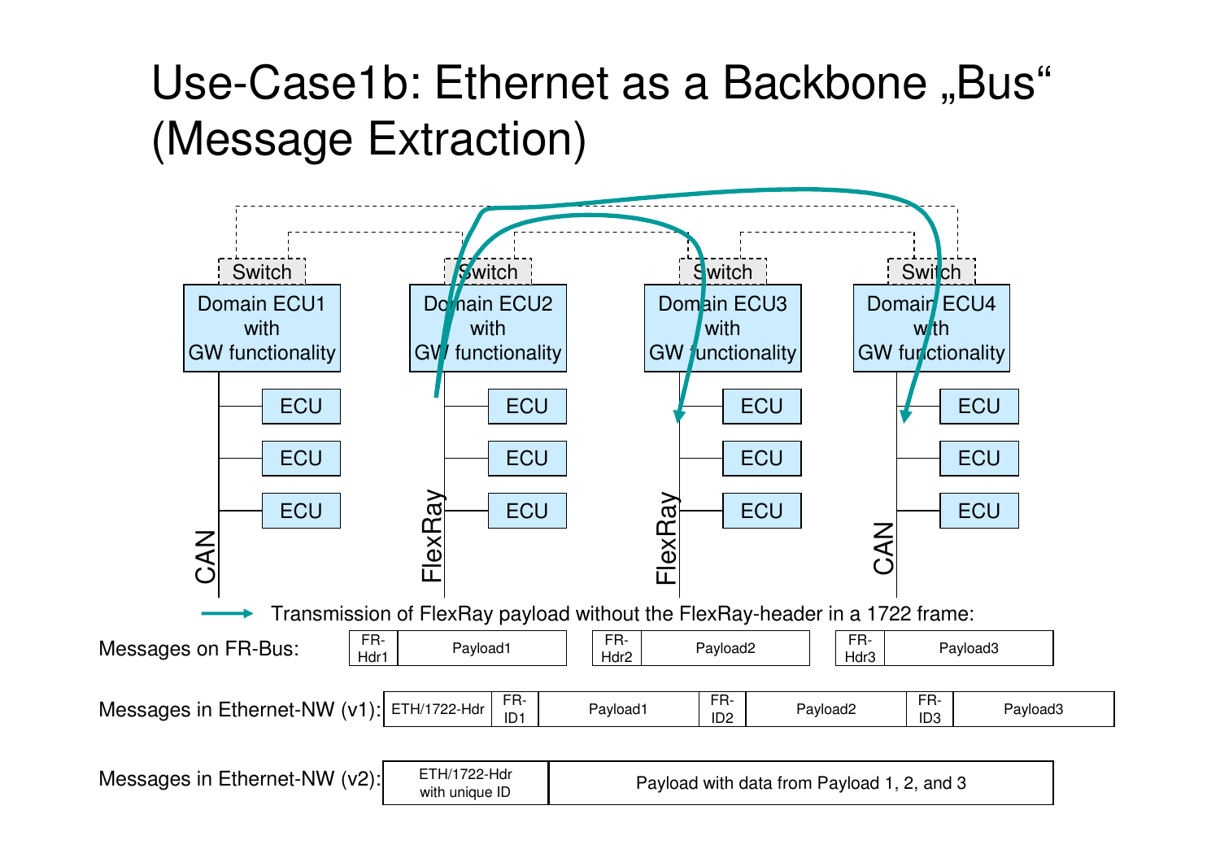# Use-Case1b: Ethernet as a Backbone „Bus“ (Message Extraction)

Switch — Domain ECU1 with GW functionality — CAN — ECU, ECU, ECU

Switch — Domain ECU2 with GW functionality — FlexRay — ECU, ECU, ECU

Switch — Domain ECU3 with GW functionality — FlexRay — ECU, ECU, ECU

Switch — Domain ECU4 with GW functionality — CAN — ECU, ECU, ECU

→ Transmission of FlexRay payload without the FlexRay-header in a 1722 frame:

Messages on FR-Bus:

| FR-Hdr1 | Payload1 |
|---|---|

| FR-Hdr2 | Payload2 |
|---|---|

| FR-Hdr3 | Payload3 |
|---|---|

Messages in Ethernet-NW (v1):

| ETH/1722-Hdr | FR-ID1 | Payload1 | FR-ID2 | Payload2 | FR-ID3 | Payload3 |
|---|---|---|---|---|---|---|

Messages in Ethernet-NW (v2):

| ETH/1722-Hdr with unique ID | Payload with data from Payload 1, 2, and 3 |
|---|---|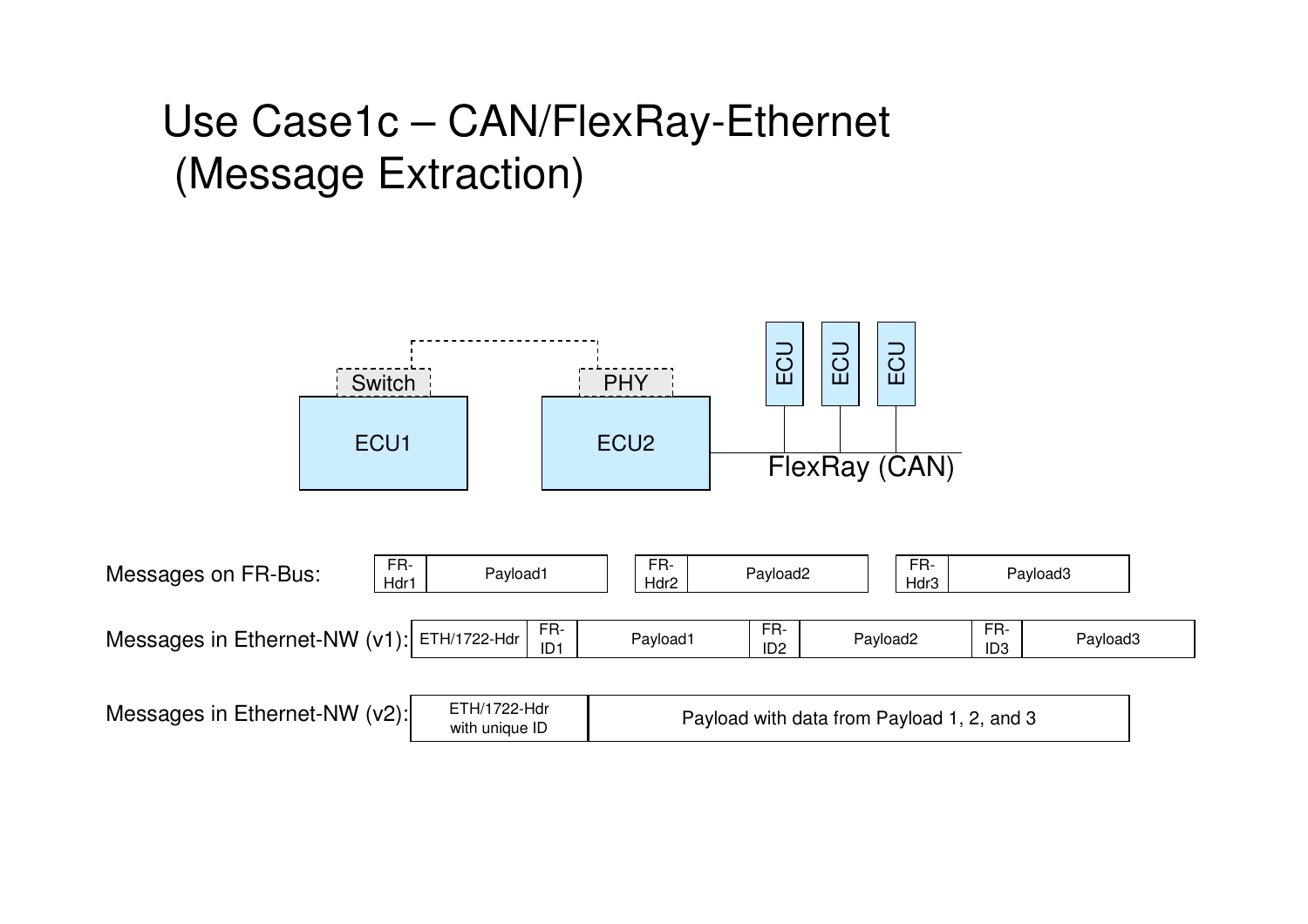# Use Case1c – CAN/FlexRay-Ethernet (Message Extraction)

Switch | PHY

ECU1 | ECU2 | ECU | ECU | ECU

FlexRay (CAN)

Messages on FR-Bus:

| FR-Hdr1 | Payload1 |
|---|---|

| FR-Hdr2 | Payload2 |
|---|---|

| FR-Hdr3 | Payload3 |
|---|---|

Messages in Ethernet-NW (v1):

| ETH/1722-Hdr | FR-ID1 | Payload1 | FR-ID2 | Payload2 | FR-ID3 | Payload3 |
|---|---|---|---|---|---|---|

Messages in Ethernet-NW (v2):

| ETH/1722-Hdr with unique ID | Payload with data from Payload 1, 2, and 3 |
|---|---|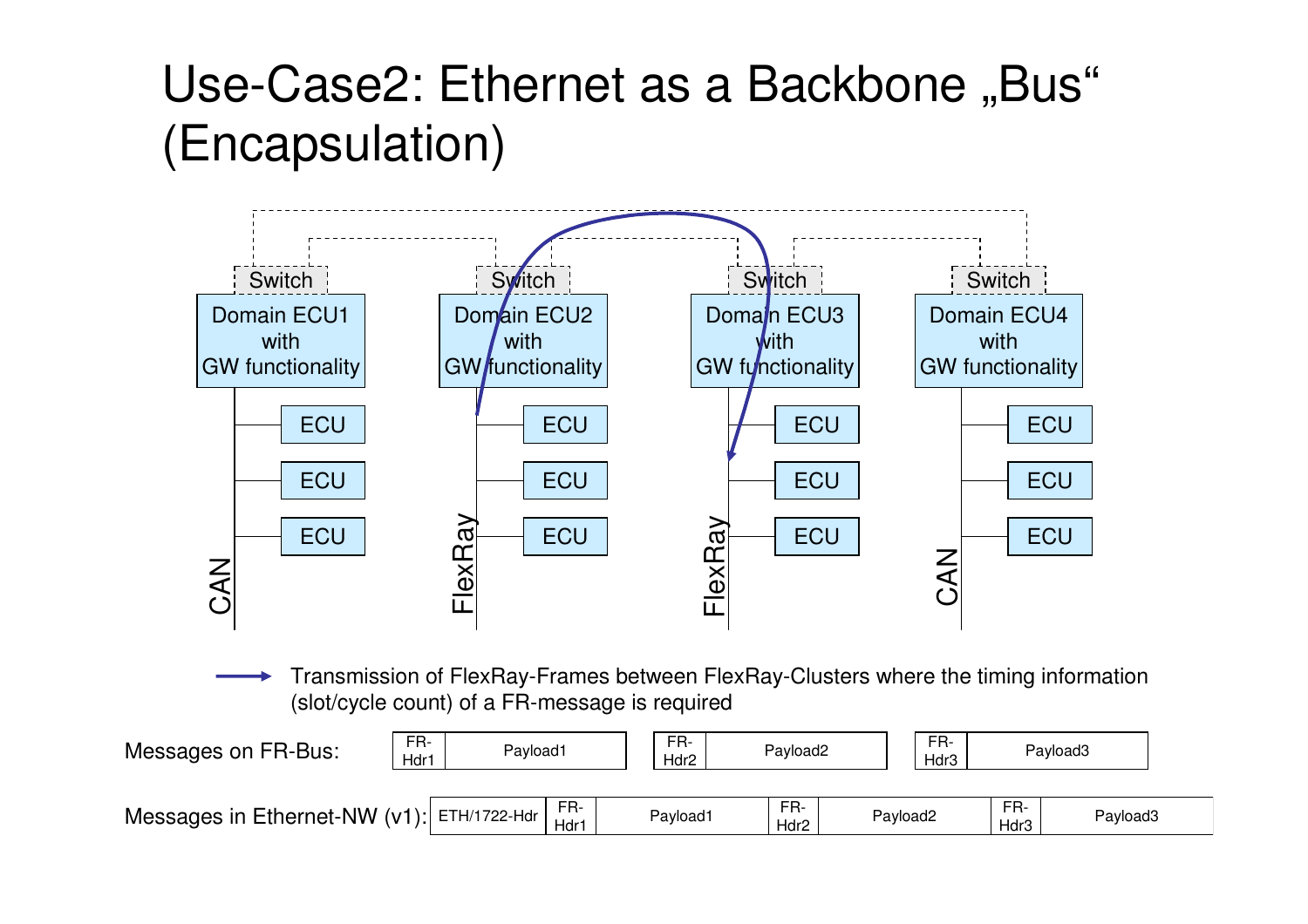# Use-Case2: Ethernet as a Backbone „Bus“ (Encapsulation)

Switch — Domain ECU1 with GW functionality — CAN — ECU, ECU, ECU

Switch — Domain ECU2 with GW functionality — FlexRay — ECU, ECU, ECU

Switch — Domain ECU3 with GW functionality — FlexRay — ECU, ECU, ECU

Switch — Domain ECU4 with GW functionality — CAN — ECU, ECU, ECU

→ Transmission of FlexRay-Frames between FlexRay-Clusters where the timing information (slot/cycle count) of a FR-message is required

Messages on FR-Bus:

| FR-Hdr1 | Payload1 |
|---|---|

| FR-Hdr2 | Payload2 |
|---|---|

| FR-Hdr3 | Payload3 |
|---|---|

Messages in Ethernet-NW (v1):

| ETH/1722-Hdr | FR-Hdr1 | Payload1 | FR-Hdr2 | Payload2 | FR-Hdr3 | Payload3 |
|---|---|---|---|---|---|---|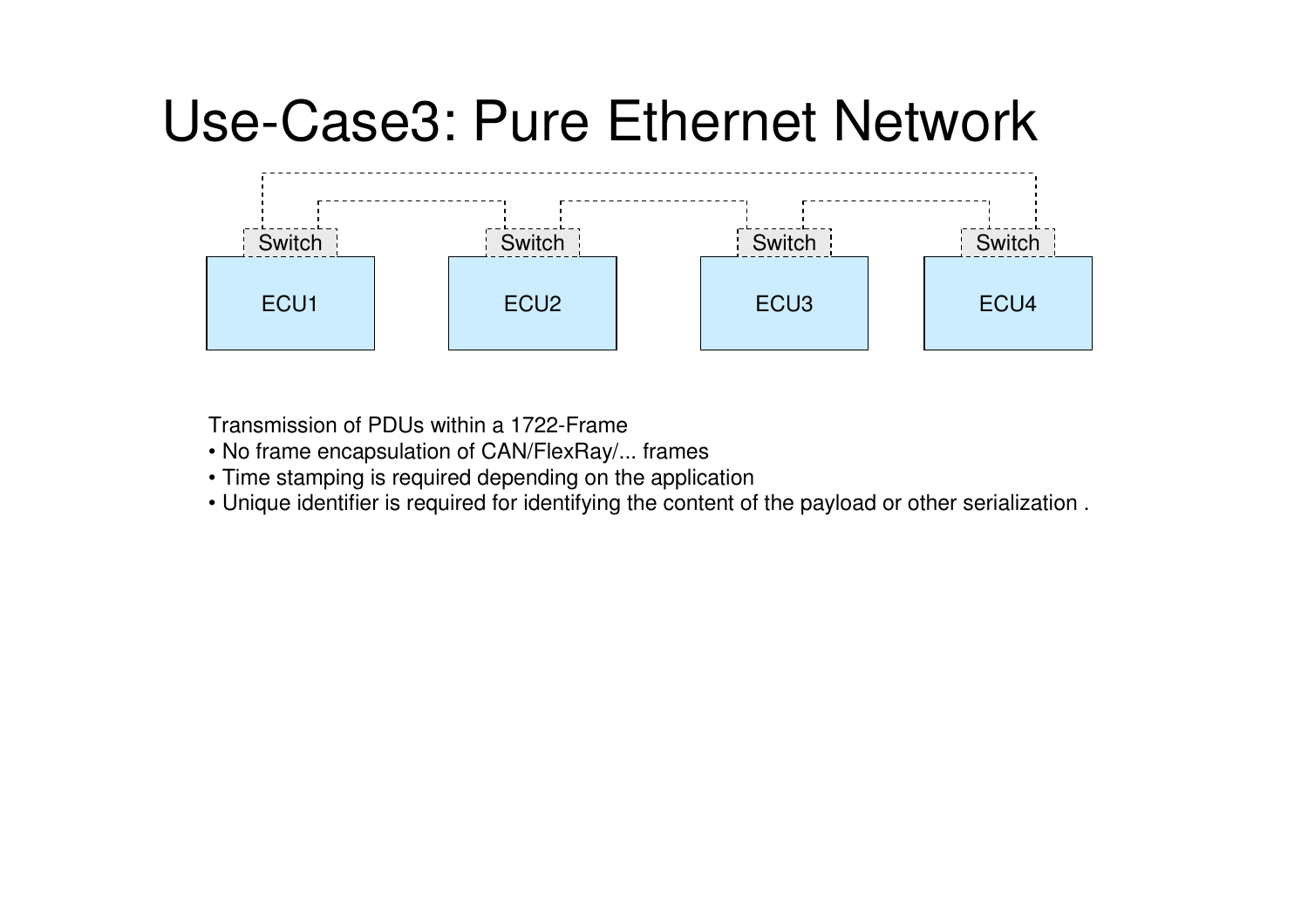# Use-Case3: Pure Ethernet Network

Switch Switch Switch Switch

ECU1 ECU2 ECU3 ECU4

Transmission of PDUs within a 1722-Frame

- No frame encapsulation of CAN/FlexRay/... frames
- Time stamping is required depending on the application
- Unique identifier is required for identifying the content of the payload or other serialization .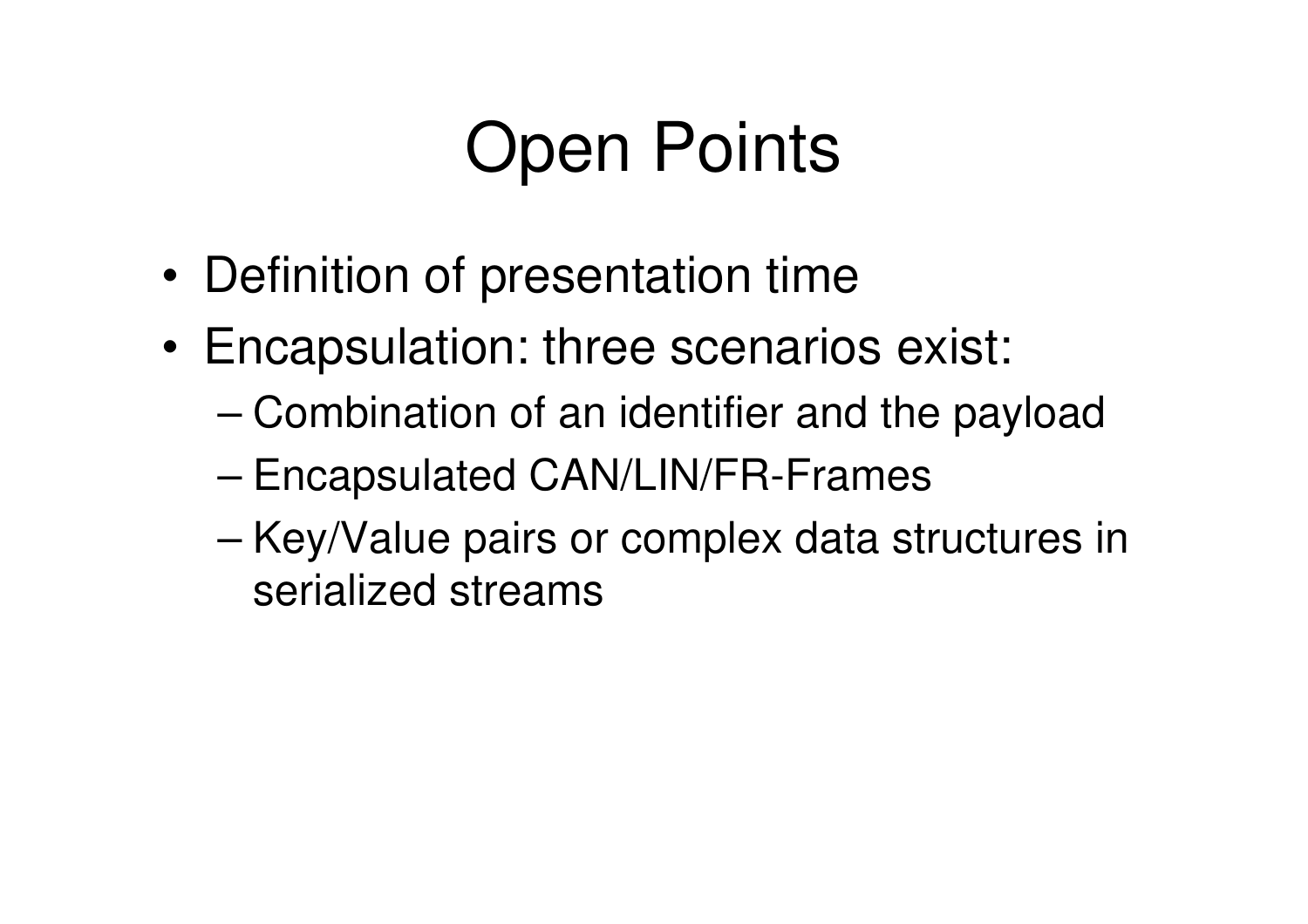# Open Points

- Definition of presentation time
- Encapsulation: three scenarios exist:
  - Combination of an identifier and the payload
  - Encapsulated CAN/LIN/FR-Frames
  - Key/Value pairs or complex data structures in serialized streams